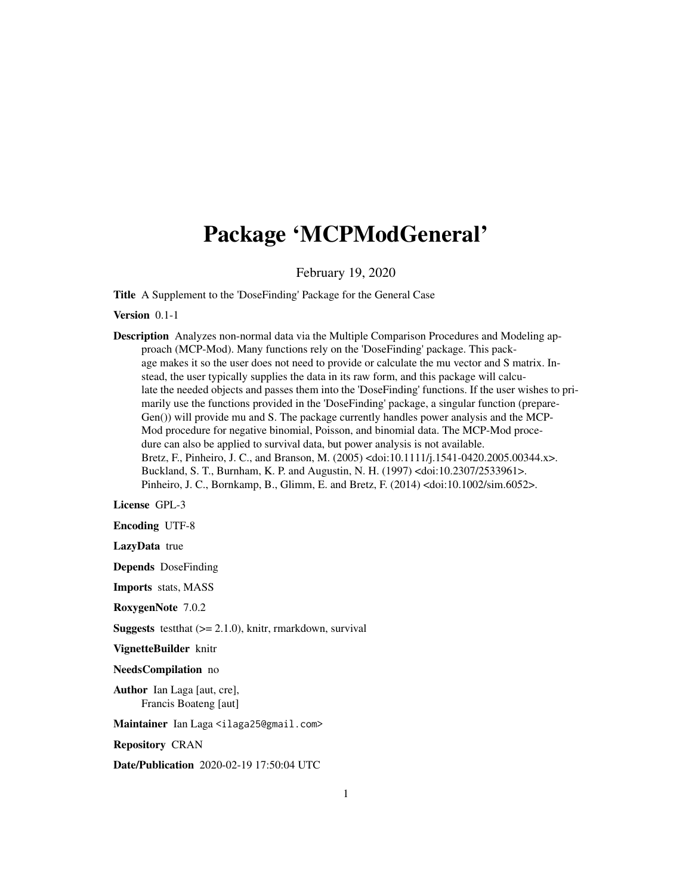# Package 'MCPModGeneral'

February 19, 2020

**Title** A Supplement to the 'DoseFinding' Package for the General Case

**Version** 0.1-1

**Description** Analyzes non-normal data via the Multiple Comparison Procedures and Modeling approach (MCP-Mod). Many functions rely on the 'DoseFinding' package. This package makes it so the user does not need to provide or calculate the mu vector and S matrix. Instead, the user typically supplies the data in its raw form, and this package will calculate the needed objects and passes them into the 'DoseFinding' functions. If the user wishes to primarily use the functions provided in the 'DoseFinding' package, a singular function (prepareGen()) will provide mu and S. The package currently handles power analysis and the MCP-Mod procedure for negative binomial, Poisson, and binomial data. The MCP-Mod procedure can also be applied to survival data, but power analysis is not available.
Bretz, F., Pinheiro, J. C., and Branson, M. (2005) <doi:10.1111/j.1541-0420.2005.00344.x>.
Buckland, S. T., Burnham, K. P. and Augustin, N. H. (1997) <doi:10.2307/2533961>.
Pinheiro, J. C., Bornkamp, B., Glimm, E. and Bretz, F. (2014) <doi:10.1002/sim.6052>.

**License** GPL-3

**Encoding** UTF-8

**LazyData** true

**Depends** DoseFinding

**Imports** stats, MASS

**RoxygenNote** 7.0.2

**Suggests** testthat (>= 2.1.0), knitr, rmarkdown, survival

**VignetteBuilder** knitr

**NeedsCompilation** no

**Author** Ian Laga [aut, cre],
Francis Boateng [aut]

**Maintainer** Ian Laga <ilaga25@gmail.com>

**Repository** CRAN

**Date/Publication** 2020-02-19 17:50:04 UTC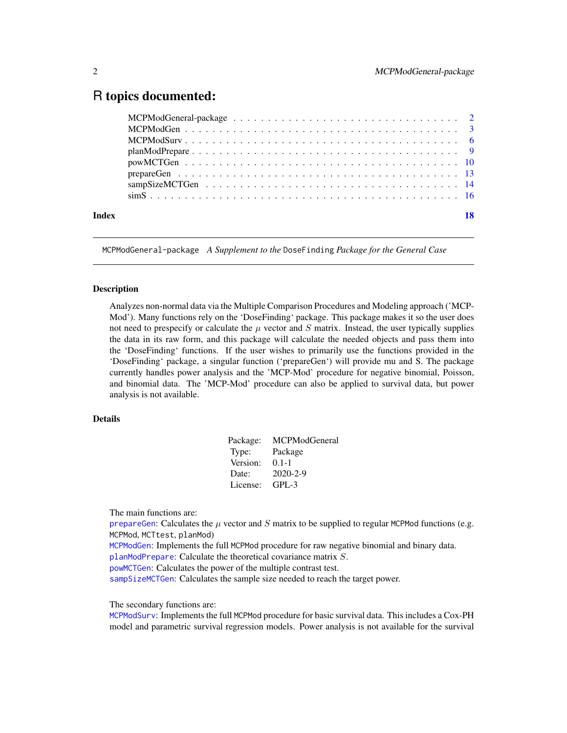# R topics documented:

| | |
|---|---|
| MCPModGeneral-package | 2 |
| MCPModGen | 3 |
| MCPModSurv | 6 |
| planModPrepare | 9 |
| powMCTGen | 10 |
| prepareGen | 13 |
| sampSizeMCTGen | 14 |
| simS | 16 |
| **Index** | **18** |

---

MCPModGeneral-package *A Supplement to the* DoseFinding *Package for the General Case*

---

## Description

Analyzes non-normal data via the Multiple Comparison Procedures and Modeling approach ('MCP-Mod'). Many functions rely on the 'DoseFinding' package. This package makes it so the user does not need to prespecify or calculate the $\mu$ vector and $S$ matrix. Instead, the user typically supplies the data in its raw form, and this package will calculate the needed objects and pass them into the 'DoseFinding' functions. If the user wishes to primarily use the functions provided in the 'DoseFinding' package, a singular function ('prepareGen') will provide mu and S. The package currently handles power analysis and the 'MCP-Mod' procedure for negative binomial, Poisson, and binomial data. The 'MCP-Mod' procedure can also be applied to survival data, but power analysis is not available.

## Details

| | |
|---|---|
| Package: | MCPModGeneral |
| Type: | Package |
| Version: | 0.1-1 |
| Date: | 2020-2-9 |
| License: | GPL-3 |

The main functions are:
prepareGen: Calculates the $\mu$ vector and $S$ matrix to be supplied to regular MCPMod functions (e.g. MCPMod, MCTtest, planMod)
MCPModGen: Implements the full MCPMod procedure for raw negative binomial and binary data.
planModPrepare: Calculate the theoretical covariance matrix $S$.
powMCTGen: Calculates the power of the multiple contrast test.
sampSizeMCTGen: Calculates the sample size needed to reach the target power.

The secondary functions are:
MCPModSurv: Implements the full MCPMod procedure for basic survival data. This includes a Cox-PH model and parametric survival regression models. Power analysis is not available for the survival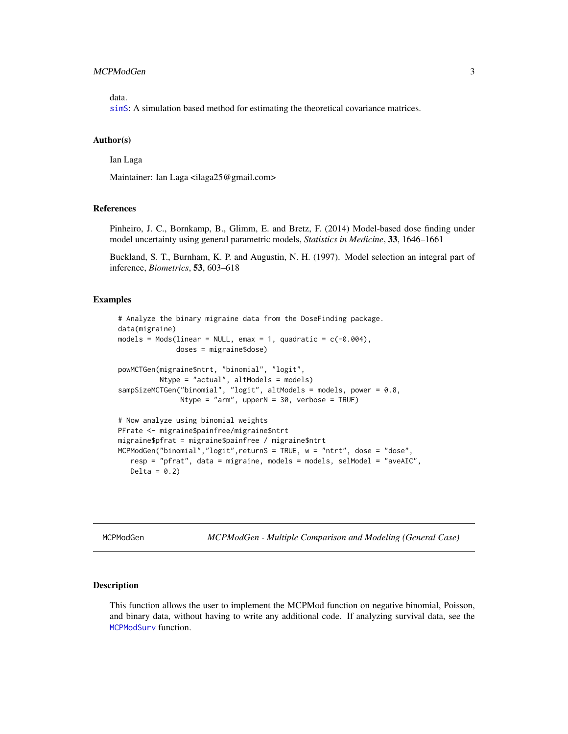data.
simS: A simulation based method for estimating the theoretical covariance matrices.

### Author(s)

Ian Laga

Maintainer: Ian Laga <ilaga25@gmail.com>

### References

Pinheiro, J. C., Bornkamp, B., Glimm, E. and Bretz, F. (2014) Model-based dose finding under model uncertainty using general parametric models, *Statistics in Medicine*, **33**, 1646–1661

Buckland, S. T., Burnham, K. P. and Augustin, N. H. (1997). Model selection an integral part of inference, *Biometrics*, **53**, 603–618

### Examples

```
# Analyze the binary migraine data from the DoseFinding package.
data(migraine)
models = Mods(linear = NULL, emax = 1, quadratic = c(-0.004),
              doses = migraine$dose)

powMCTGen(migraine$ntrt, "binomial", "logit",
          Ntype = "actual", altModels = models)
sampSizeMCTGen("binomial", "logit", altModels = models, power = 0.8,
               Ntype = "arm", upperN = 30, verbose = TRUE)

# Now analyze using binomial weights
PFrate <- migraine$painfree/migraine$ntrt
migraine$pfrat = migraine$painfree / migraine$ntrt
MCPModGen("binomial","logit",returnS = TRUE, w = "ntrt", dose = "dose",
   resp = "pfrat", data = migraine, models = models, selModel = "aveAIC",
   Delta = 0.2)
```

---

## MCPModGen — *MCPModGen - Multiple Comparison and Modeling (General Case)*

### Description

This function allows the user to implement the MCPMod function on negative binomial, Poisson, and binary data, without having to write any additional code. If analyzing survival data, see the MCPModSurv function.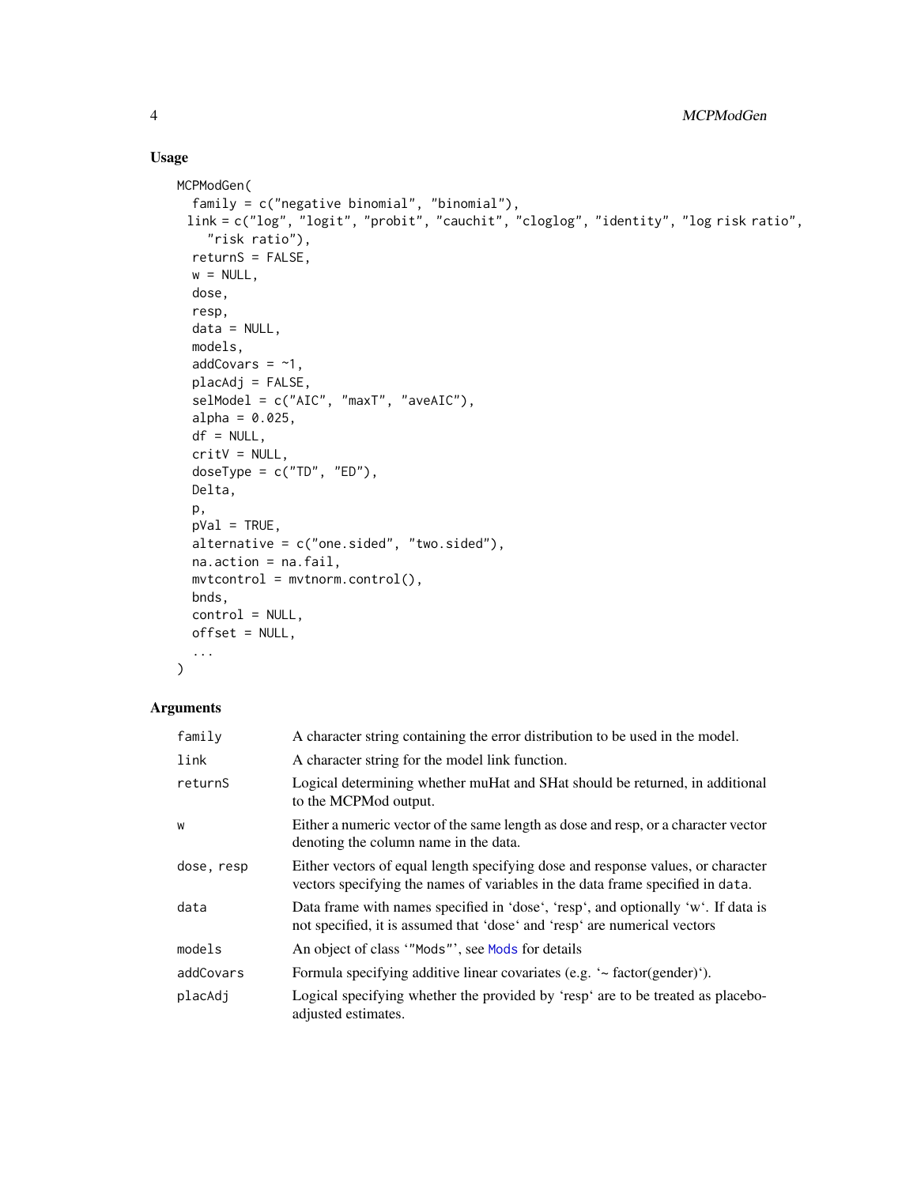## Usage

```
MCPModGen(
  family = c("negative binomial", "binomial"),
 link = c("log", "logit", "probit", "cauchit", "cloglog", "identity", "log risk ratio",
    "risk ratio"),
  returnS = FALSE,
  w = NULL,
  dose,
  resp,
  data = NULL,
  models,
  addCovars = ~1,
  placAdj = FALSE,
  selModel = c("AIC", "maxT", "aveAIC"),
  alpha = 0.025,
  df = NULL,
  critV = NULL,
  doseType = c("TD", "ED"),
  Delta,
  p,
  pVal = TRUE,
  alternative = c("one.sided", "two.sided"),
  na.action = na.fail,
  mvtcontrol = mvtnorm.control(),
  bnds,
  control = NULL,
  offset = NULL,
  ...
)
```

## Arguments

| | |
|---|---|
| `family` | A character string containing the error distribution to be used in the model. |
| `link` | A character string for the model link function. |
| `returnS` | Logical determining whether muHat and SHat should be returned, in additional to the MCPMod output. |
| `w` | Either a numeric vector of the same length as dose and resp, or a character vector denoting the column name in the data. |
| `dose, resp` | Either vectors of equal length specifying dose and response values, or character vectors specifying the names of variables in the data frame specified in `data`. |
| `data` | Data frame with names specified in 'dose', 'resp', and optionally 'w'. If data is not specified, it is assumed that 'dose' and 'resp' are numerical vectors |
| `models` | An object of class '`"Mods"`', see `Mods` for details |
| `addCovars` | Formula specifying additive linear covariates (e.g. '~ factor(gender)'). |
| `placAdj` | Logical specifying whether the provided by 'resp' are to be treated as placebo-adjusted estimates. |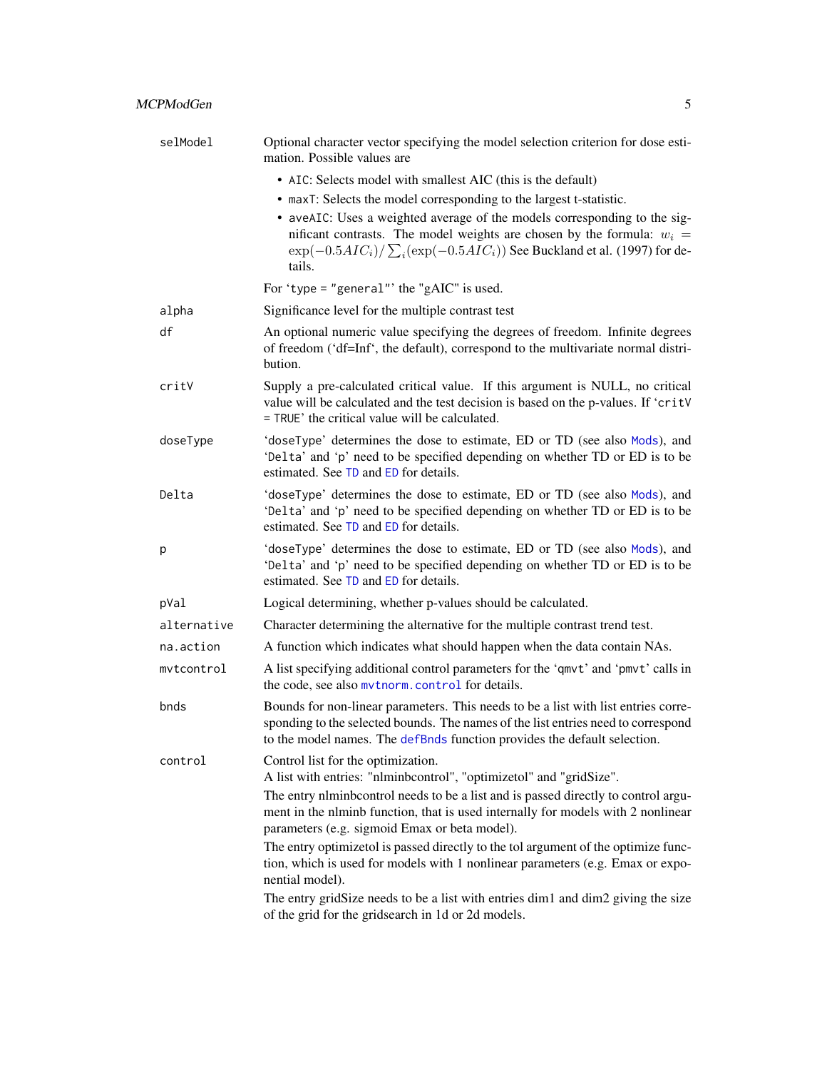| | |
|---|---|
| `selModel` | Optional character vector specifying the model selection criterion for dose estimation. Possible values are<br>• `AIC`: Selects model with smallest AIC (this is the default)<br>• `maxT`: Selects the model corresponding to the largest t-statistic.<br>• `aveAIC`: Uses a weighted average of the models corresponding to the significant contrasts. The model weights are chosen by the formula: $w_i = \exp(-0.5AIC_i)/\sum_i(\exp(-0.5AIC_i))$ See Buckland et al. (1997) for details.<br>For 'type = "general"' the "gAIC" is used. |
| `alpha` | Significance level for the multiple contrast test |
| `df` | An optional numeric value specifying the degrees of freedom. Infinite degrees of freedom ('df=Inf', the default), correspond to the multivariate normal distribution. |
| `critV` | Supply a pre-calculated critical value. If this argument is NULL, no critical value will be calculated and the test decision is based on the p-values. If 'critV = TRUE' the critical value will be calculated. |
| `doseType` | 'doseType' determines the dose to estimate, ED or TD (see also `Mods`), and 'Delta' and 'p' need to be specified depending on whether TD or ED is to be estimated. See `TD` and `ED` for details. |
| `Delta` | 'doseType' determines the dose to estimate, ED or TD (see also `Mods`), and 'Delta' and 'p' need to be specified depending on whether TD or ED is to be estimated. See `TD` and `ED` for details. |
| `p` | 'doseType' determines the dose to estimate, ED or TD (see also `Mods`), and 'Delta' and 'p' need to be specified depending on whether TD or ED is to be estimated. See `TD` and `ED` for details. |
| `pVal` | Logical determining, whether p-values should be calculated. |
| `alternative` | Character determining the alternative for the multiple contrast trend test. |
| `na.action` | A function which indicates what should happen when the data contain NAs. |
| `mvtcontrol` | A list specifying additional control parameters for the 'qmvt' and 'pmvt' calls in the code, see also `mvtnorm.control` for details. |
| `bnds` | Bounds for non-linear parameters. This needs to be a list with list entries corresponding to the selected bounds. The names of the list entries need to correspond to the model names. The `defBnds` function provides the default selection. |
| `control` | Control list for the optimization.<br>A list with entries: "nlminbcontrol", "optimizetol" and "gridSize".<br>The entry nlminbcontrol needs to be a list and is passed directly to control argument in the nlminb function, that is used internally for models with 2 nonlinear parameters (e.g. sigmoid Emax or beta model).<br>The entry optimizetol is passed directly to the tol argument of the optimize function, which is used for models with 1 nonlinear parameters (e.g. Emax or exponential model).<br>The entry gridSize needs to be a list with entries dim1 and dim2 giving the size of the grid for the gridsearch in 1d or 2d models. |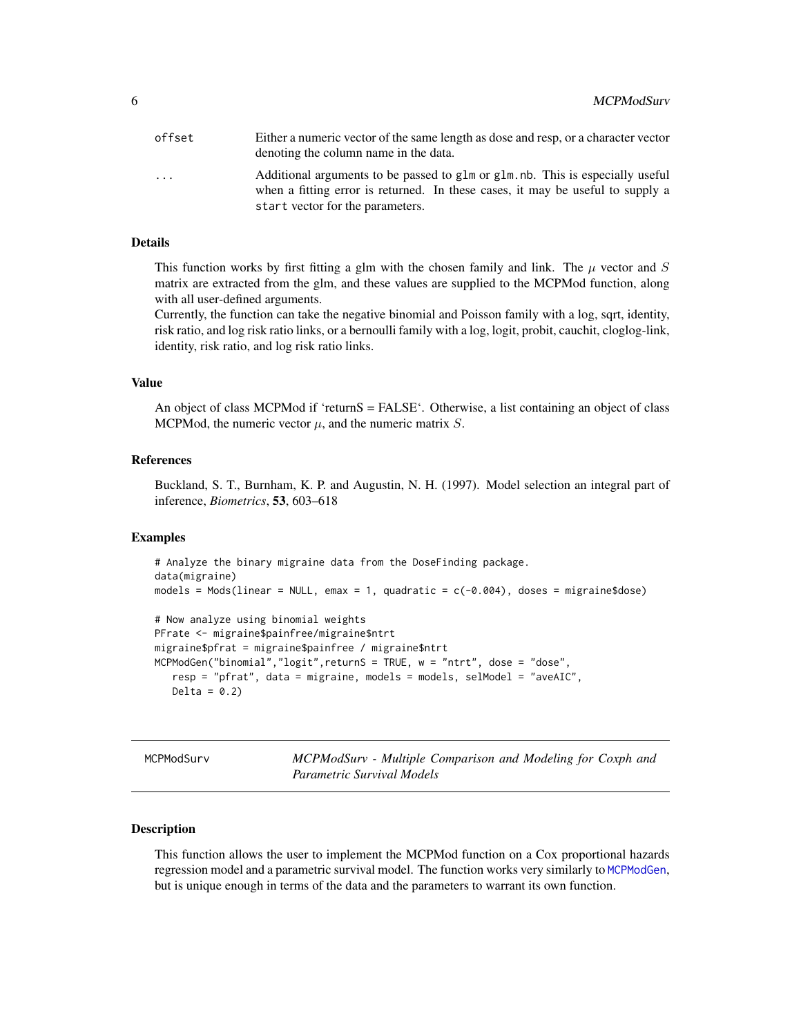| | |
|---|---|
| `offset` | Either a numeric vector of the same length as dose and resp, or a character vector denoting the column name in the data. |
| `...` | Additional arguments to be passed to `glm` or `glm.nb`. This is especially useful when a fitting error is returned. In these cases, it may be useful to supply a `start` vector for the parameters. |

### Details

This function works by first fitting a glm with the chosen family and link. The $\mu$ vector and $S$ matrix are extracted from the glm, and these values are supplied to the MCPMod function, along with all user-defined arguments.

Currently, the function can take the negative binomial and Poisson family with a log, sqrt, identity, risk ratio, and log risk ratio links, or a bernoulli family with a log, logit, probit, cauchit, cloglog-link, identity, risk ratio, and log risk ratio links.

### Value

An object of class MCPMod if 'returnS = FALSE'. Otherwise, a list containing an object of class MCPMod, the numeric vector $\mu$, and the numeric matrix $S$.

### References

Buckland, S. T., Burnham, K. P. and Augustin, N. H. (1997). Model selection an integral part of inference, *Biometrics*, **53**, 603–618

### Examples

```
# Analyze the binary migraine data from the DoseFinding package.
data(migraine)
models = Mods(linear = NULL, emax = 1, quadratic = c(-0.004), doses = migraine$dose)

# Now analyze using binomial weights
PFrate <- migraine$painfree/migraine$ntrt
migraine$pfrat = migraine$painfree / migraine$ntrt
MCPModGen("binomial","logit",returnS = TRUE, w = "ntrt", dose = "dose",
   resp = "pfrat", data = migraine, models = models, selModel = "aveAIC",
   Delta = 0.2)
```

---

## MCPModSurv — *MCPModSurv - Multiple Comparison and Modeling for Coxph and Parametric Survival Models*

### Description

This function allows the user to implement the MCPMod function on a Cox proportional hazards regression model and a parametric survival model. The function works very similarly to MCPModGen, but is unique enough in terms of the data and the parameters to warrant its own function.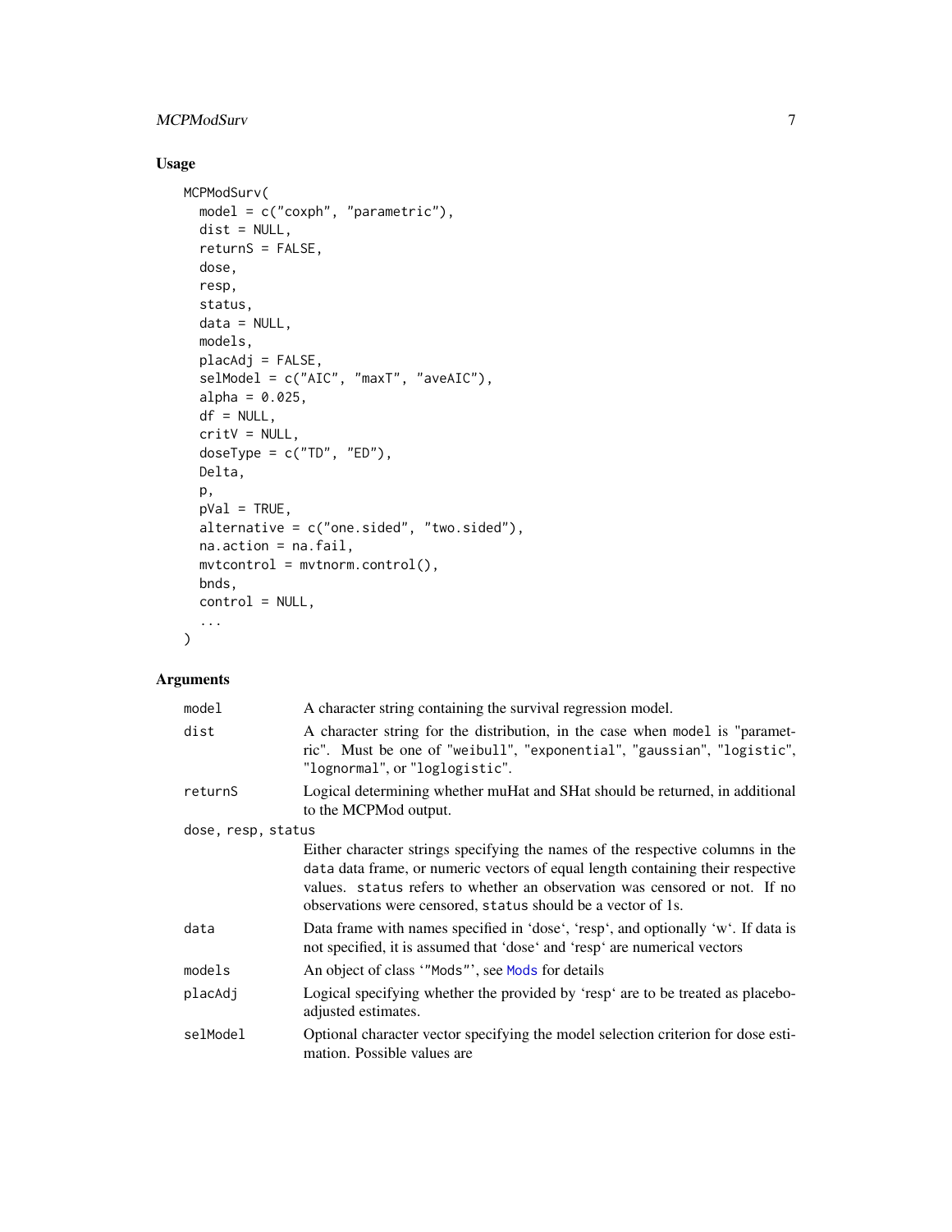## Usage

```
MCPModSurv(
  model = c("coxph", "parametric"),
  dist = NULL,
  returnS = FALSE,
  dose,
  resp,
  status,
  data = NULL,
  models,
  placAdj = FALSE,
  selModel = c("AIC", "maxT", "aveAIC"),
  alpha = 0.025,
  df = NULL,
  critV = NULL,
  doseType = c("TD", "ED"),
  Delta,
  p,
  pVal = TRUE,
  alternative = c("one.sided", "two.sided"),
  na.action = na.fail,
  mvtcontrol = mvtnorm.control(),
  bnds,
  control = NULL,
  ...
)
```

## Arguments

| Argument | Description |
| --- | --- |
| `model` | A character string containing the survival regression model. |
| `dist` | A character string for the distribution, in the case when `model` is "parametric". Must be one of "weibull", "exponential", "gaussian", "logistic", "lognormal", or "loglogistic". |
| `returnS` | Logical determining whether muHat and SHat should be returned, in additional to the MCPMod output. |
| `dose, resp, status` | Either character strings specifying the names of the respective columns in the `data` data frame, or numeric vectors of equal length containing their respective values. `status` refers to whether an observation was censored or not. If no observations were censored, `status` should be a vector of 1s. |
| `data` | Data frame with names specified in 'dose', 'resp', and optionally 'w'. If data is not specified, it is assumed that 'dose' and 'resp' are numerical vectors |
| `models` | An object of class '"Mods"', see Mods for details |
| `placAdj` | Logical specifying whether the provided by 'resp' are to be treated as placebo-adjusted estimates. |
| `selModel` | Optional character vector specifying the model selection criterion for dose estimation. Possible values are |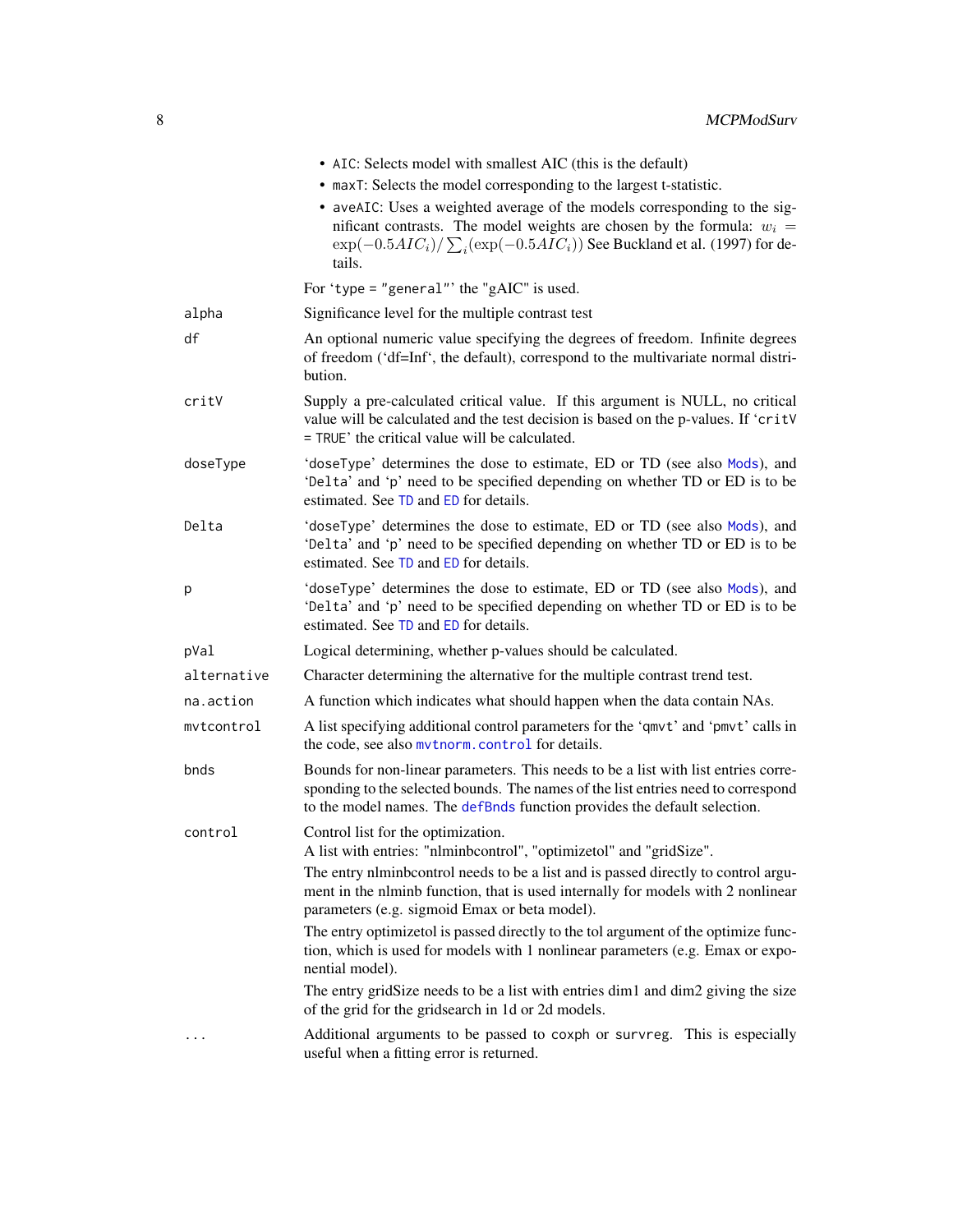- `AIC`: Selects model with smallest AIC (this is the default)
- `maxT`: Selects the model corresponding to the largest t-statistic.
- `aveAIC`: Uses a weighted average of the models corresponding to the significant contrasts. The model weights are chosen by the formula: $w_i = \exp(-0.5AIC_i)/\sum_i(\exp(-0.5AIC_i))$ See Buckland et al. (1997) for details.

For '`type = "general"`' the "gAIC" is used.

`alpha`
: Significance level for the multiple contrast test

`df`
: An optional numeric value specifying the degrees of freedom. Infinite degrees of freedom ('df=Inf', the default), correspond to the multivariate normal distribution.

`critV`
: Supply a pre-calculated critical value. If this argument is NULL, no critical value will be calculated and the test decision is based on the p-values. If '`critV = TRUE`' the critical value will be calculated.

`doseType`
: '`doseType`' determines the dose to estimate, ED or TD (see also `Mods`), and '`Delta`' and '`p`' need to be specified depending on whether TD or ED is to be estimated. See `TD` and `ED` for details.

`Delta`
: '`doseType`' determines the dose to estimate, ED or TD (see also `Mods`), and '`Delta`' and '`p`' need to be specified depending on whether TD or ED is to be estimated. See `TD` and `ED` for details.

`p`
: '`doseType`' determines the dose to estimate, ED or TD (see also `Mods`), and '`Delta`' and '`p`' need to be specified depending on whether TD or ED is to be estimated. See `TD` and `ED` for details.

`pVal`
: Logical determining, whether p-values should be calculated.

`alternative`
: Character determining the alternative for the multiple contrast trend test.

`na.action`
: A function which indicates what should happen when the data contain NAs.

`mvtcontrol`
: A list specifying additional control parameters for the '`qmvt`' and '`pmvt`' calls in the code, see also `mvtnorm.control` for details.

`bnds`
: Bounds for non-linear parameters. This needs to be a list with list entries corresponding to the selected bounds. The names of the list entries need to correspond to the model names. The `defBnds` function provides the default selection.

`control`
: Control list for the optimization.
A list with entries: "nlminbcontrol", "optimizetol" and "gridSize".

  The entry nlminbcontrol needs to be a list and is passed directly to control argument in the nlminb function, that is used internally for models with 2 nonlinear parameters (e.g. sigmoid Emax or beta model).

  The entry optimizetol is passed directly to the tol argument of the optimize function, which is used for models with 1 nonlinear parameters (e.g. Emax or exponential model).

  The entry gridSize needs to be a list with entries dim1 and dim2 giving the size of the grid for the gridsearch in 1d or 2d models.

`...`
: Additional arguments to be passed to `coxph` or `survreg`. This is especially useful when a fitting error is returned.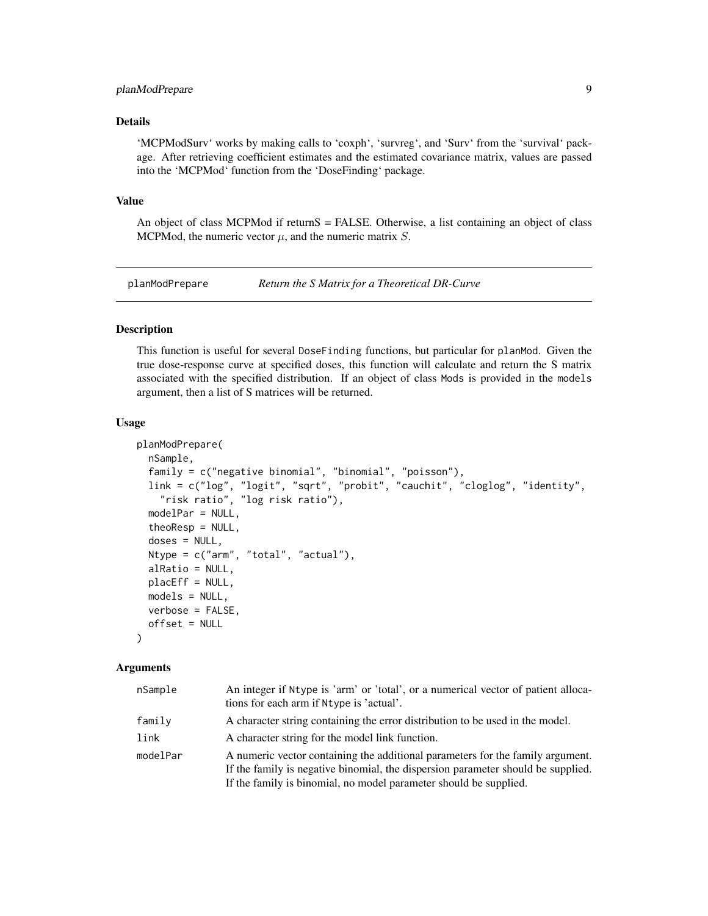## Details

'MCPModSurv' works by making calls to 'coxph', 'survreg', and 'Surv' from the 'survival' package. After retrieving coefficient estimates and the estimated covariance matrix, values are passed into the 'MCPMod' function from the 'DoseFinding' package.

## Value

An object of class MCPMod if returnS = FALSE. Otherwise, a list containing an object of class MCPMod, the numeric vector $\mu$, and the numeric matrix $S$.

---

# planModPrepare — *Return the S Matrix for a Theoretical DR-Curve*

## Description

This function is useful for several `DoseFinding` functions, but particular for `planMod`. Given the true dose-response curve at specified doses, this function will calculate and return the S matrix associated with the specified distribution. If an object of class `Mods` is provided in the `models` argument, then a list of S matrices will be returned.

## Usage

```
planModPrepare(
  nSample,
  family = c("negative binomial", "binomial", "poisson"),
  link = c("log", "logit", "sqrt", "probit", "cauchit", "cloglog", "identity",
    "risk ratio", "log risk ratio"),
  modelPar = NULL,
  theoResp = NULL,
  doses = NULL,
  Ntype = c("arm", "total", "actual"),
  alRatio = NULL,
  placEff = NULL,
  models = NULL,
  verbose = FALSE,
  offset = NULL
)
```

## Arguments

| | |
|---|---|
| `nSample` | An integer if `Ntype` is 'arm' or 'total', or a numerical vector of patient allocations for each arm if `Ntype` is 'actual'. |
| `family` | A character string containing the error distribution to be used in the model. |
| `link` | A character string for the model link function. |
| `modelPar` | A numeric vector containing the additional parameters for the family argument. If the family is negative binomial, the dispersion parameter should be supplied. If the family is binomial, no model parameter should be supplied. |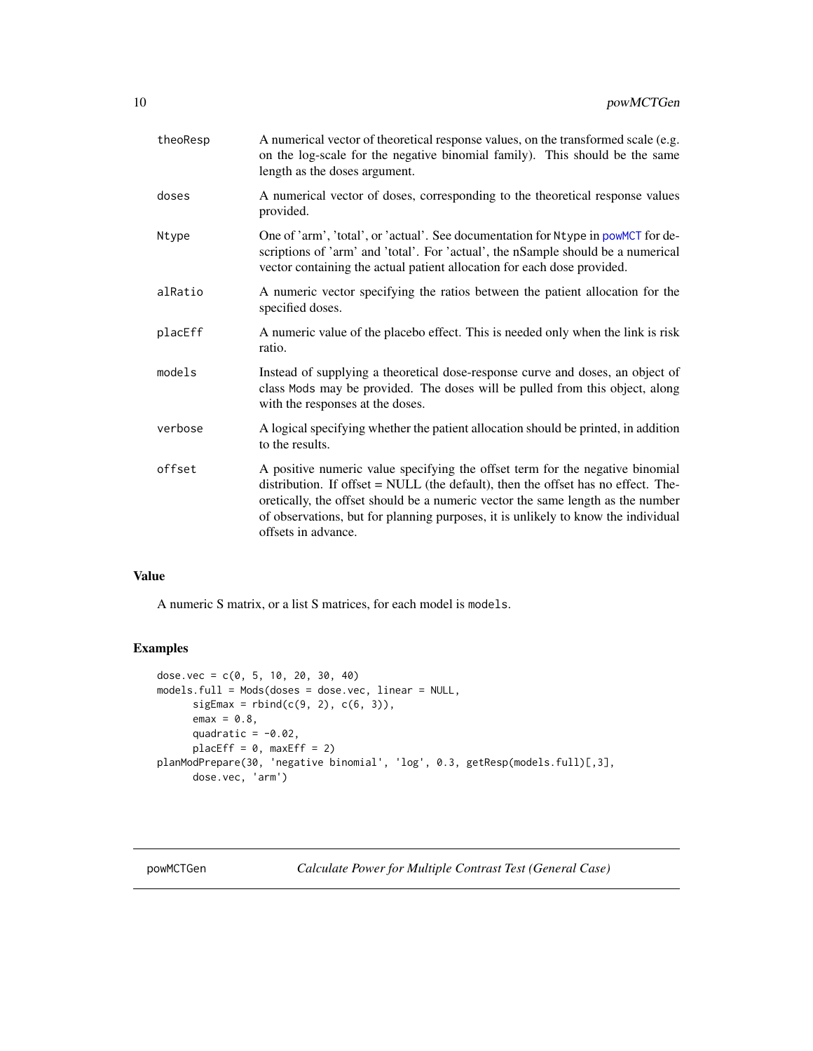| | |
|---|---|
| theoResp | A numerical vector of theoretical response values, on the transformed scale (e.g. on the log-scale for the negative binomial family). This should be the same length as the doses argument. |
| doses | A numerical vector of doses, corresponding to the theoretical response values provided. |
| Ntype | One of 'arm', 'total', or 'actual'. See documentation for Ntype in powMCT for descriptions of 'arm' and 'total'. For 'actual', the nSample should be a numerical vector containing the actual patient allocation for each dose provided. |
| alRatio | A numeric vector specifying the ratios between the patient allocation for the specified doses. |
| placEff | A numeric value of the placebo effect. This is needed only when the link is risk ratio. |
| models | Instead of supplying a theoretical dose-response curve and doses, an object of class Mods may be provided. The doses will be pulled from this object, along with the responses at the doses. |
| verbose | A logical specifying whether the patient allocation should be printed, in addition to the results. |
| offset | A positive numeric value specifying the offset term for the negative binomial distribution. If offset = NULL (the default), then the offset has no effect. Theoretically, the offset should be a numeric vector the same length as the number of observations, but for planning purposes, it is unlikely to know the individual offsets in advance. |

## Value

A numeric S matrix, or a list S matrices, for each model is `models`.

## Examples

```
dose.vec = c(0, 5, 10, 20, 30, 40)
models.full = Mods(doses = dose.vec, linear = NULL,
      sigEmax = rbind(c(9, 2), c(6, 3)),
      emax = 0.8,
      quadratic = -0.02,
      placEff = 0, maxEff = 2)
planModPrepare(30, 'negative binomial', 'log', 0.3, getResp(models.full)[,3],
      dose.vec, 'arm')
```

---

# powMCTGen — *Calculate Power for Multiple Contrast Test (General Case)*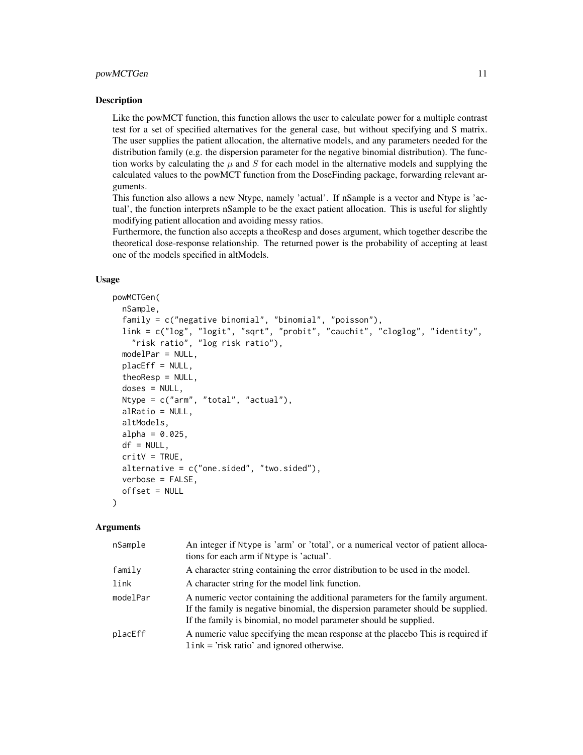## Description

Like the powMCT function, this function allows the user to calculate power for a multiple contrast test for a set of specified alternatives for the general case, but without specifying and S matrix. The user supplies the patient allocation, the alternative models, and any parameters needed for the distribution family (e.g. the dispersion parameter for the negative binomial distribution). The function works by calculating the $\mu$ and $S$ for each model in the alternative models and supplying the calculated values to the powMCT function from the DoseFinding package, forwarding relevant arguments.

This function also allows a new Ntype, namely 'actual'. If nSample is a vector and Ntype is 'actual', the function interprets nSample to be the exact patient allocation. This is useful for slightly modifying patient allocation and avoiding messy ratios.

Furthermore, the function also accepts a theoResp and doses argument, which together describe the theoretical dose-response relationship. The returned power is the probability of accepting at least one of the models specified in altModels.

## Usage

```
powMCTGen(
  nSample,
  family = c("negative binomial", "binomial", "poisson"),
  link = c("log", "logit", "sqrt", "probit", "cauchit", "cloglog", "identity",
    "risk ratio", "log risk ratio"),
  modelPar = NULL,
  placEff = NULL,
  theoResp = NULL,
  doses = NULL,
  Ntype = c("arm", "total", "actual"),
  alRatio = NULL,
  altModels,
  alpha = 0.025,
  df = NULL,
  critV = TRUE,
  alternative = c("one.sided", "two.sided"),
  verbose = FALSE,
  offset = NULL
)
```

## Arguments

| Argument | Description |
|---|---|
| `nSample` | An integer if `Ntype` is 'arm' or 'total', or a numerical vector of patient allocations for each arm if `Ntype` is 'actual'. |
| `family` | A character string containing the error distribution to be used in the model. |
| `link` | A character string for the model link function. |
| `modelPar` | A numeric vector containing the additional parameters for the family argument. If the family is negative binomial, the dispersion parameter should be supplied. If the family is binomial, no model parameter should be supplied. |
| `placEff` | A numeric value specifying the mean response at the placebo This is required if `link` = 'risk ratio' and ignored otherwise. |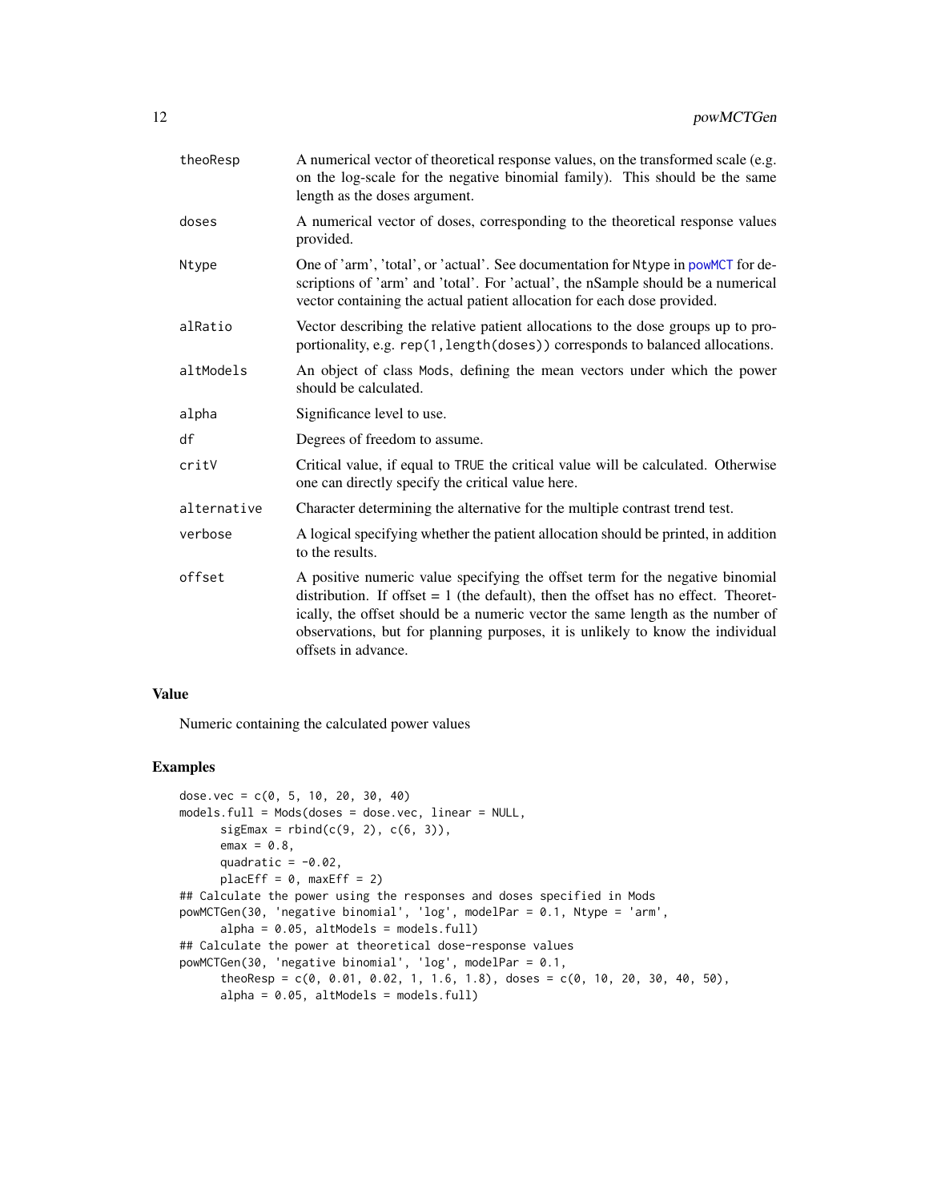| | |
|---|---|
| theoResp | A numerical vector of theoretical response values, on the transformed scale (e.g. on the log-scale for the negative binomial family). This should be the same length as the doses argument. |
| doses | A numerical vector of doses, corresponding to the theoretical response values provided. |
| Ntype | One of 'arm', 'total', or 'actual'. See documentation for Ntype in powMCT for descriptions of 'arm' and 'total'. For 'actual', the nSample should be a numerical vector containing the actual patient allocation for each dose provided. |
| alRatio | Vector describing the relative patient allocations to the dose groups up to proportionality, e.g. rep(1,length(doses)) corresponds to balanced allocations. |
| altModels | An object of class Mods, defining the mean vectors under which the power should be calculated. |
| alpha | Significance level to use. |
| df | Degrees of freedom to assume. |
| critV | Critical value, if equal to TRUE the critical value will be calculated. Otherwise one can directly specify the critical value here. |
| alternative | Character determining the alternative for the multiple contrast trend test. |
| verbose | A logical specifying whether the patient allocation should be printed, in addition to the results. |
| offset | A positive numeric value specifying the offset term for the negative binomial distribution. If offset = 1 (the default), then the offset has no effect. Theoretically, the offset should be a numeric vector the same length as the number of observations, but for planning purposes, it is unlikely to know the individual offsets in advance. |

### Value

Numeric containing the calculated power values

### Examples

```
dose.vec = c(0, 5, 10, 20, 30, 40)
models.full = Mods(doses = dose.vec, linear = NULL,
      sigEmax = rbind(c(9, 2), c(6, 3)),
      emax = 0.8,
      quadratic = -0.02,
      placEff = 0, maxEff = 2)
## Calculate the power using the responses and doses specified in Mods
powMCTGen(30, 'negative binomial', 'log', modelPar = 0.1, Ntype = 'arm',
      alpha = 0.05, altModels = models.full)
## Calculate the power at theoretical dose-response values
powMCTGen(30, 'negative binomial', 'log', modelPar = 0.1,
      theoResp = c(0, 0.01, 0.02, 1, 1.6, 1.8), doses = c(0, 10, 20, 30, 40, 50),
      alpha = 0.05, altModels = models.full)
```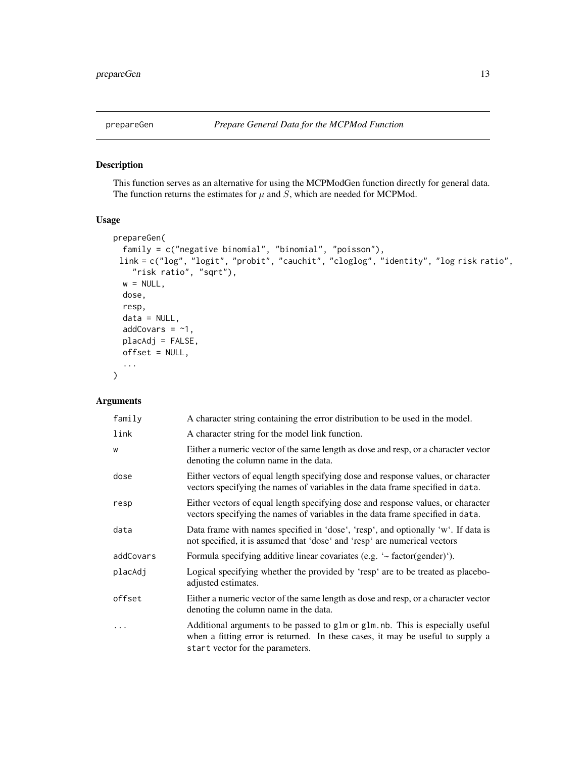# prepareGen — *Prepare General Data for the MCPMod Function*

## Description

This function serves as an alternative for using the MCPModGen function directly for general data. The function returns the estimates for $\mu$ and $S$, which are needed for MCPMod.

## Usage

```
prepareGen(
  family = c("negative binomial", "binomial", "poisson"),
 link = c("log", "logit", "probit", "cauchit", "cloglog", "identity", "log risk ratio",
    "risk ratio", "sqrt"),
  w = NULL,
  dose,
  resp,
  data = NULL,
  addCovars = ~1,
  placAdj = FALSE,
  offset = NULL,
  ...
)
```

## Arguments

| Argument | Description |
|---|---|
| `family` | A character string containing the error distribution to be used in the model. |
| `link` | A character string for the model link function. |
| `w` | Either a numeric vector of the same length as dose and resp, or a character vector denoting the column name in the data. |
| `dose` | Either vectors of equal length specifying dose and response values, or character vectors specifying the names of variables in the data frame specified in `data`. |
| `resp` | Either vectors of equal length specifying dose and response values, or character vectors specifying the names of variables in the data frame specified in `data`. |
| `data` | Data frame with names specified in 'dose', 'resp', and optionally 'w'. If data is not specified, it is assumed that 'dose' and 'resp' are numerical vectors |
| `addCovars` | Formula specifying additive linear covariates (e.g. '~ factor(gender)'). |
| `placAdj` | Logical specifying whether the provided by 'resp' are to be treated as placebo-adjusted estimates. |
| `offset` | Either a numeric vector of the same length as dose and resp, or a character vector denoting the column name in the data. |
| `...` | Additional arguments to be passed to `glm` or `glm.nb`. This is especially useful when a fitting error is returned. In these cases, it may be useful to supply a `start` vector for the parameters. |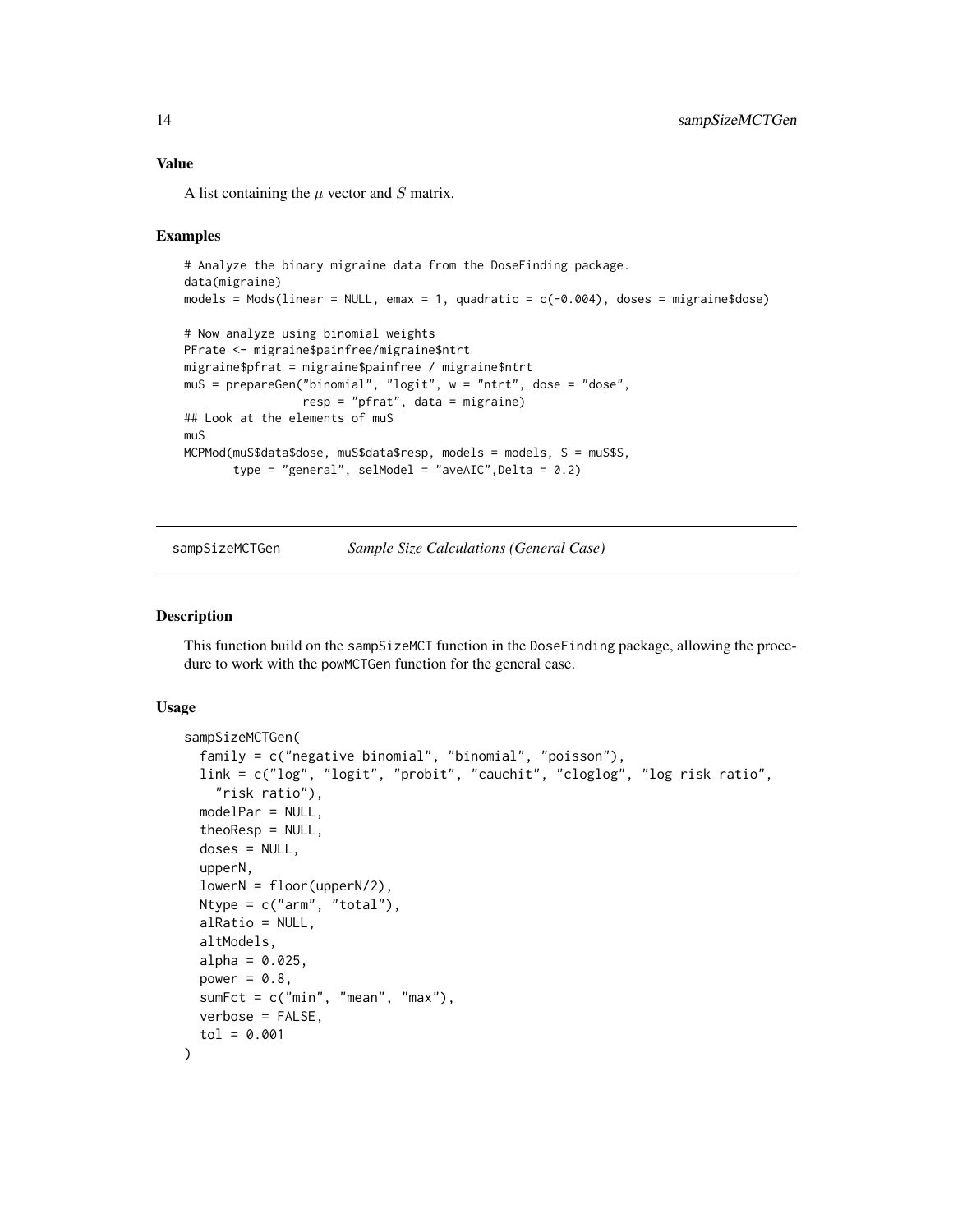### Value

A list containing the $\mu$ vector and $S$ matrix.

### Examples

```
# Analyze the binary migraine data from the DoseFinding package.
data(migraine)
models = Mods(linear = NULL, emax = 1, quadratic = c(-0.004), doses = migraine$dose)

# Now analyze using binomial weights
PFrate <- migraine$painfree/migraine$ntrt
migraine$pfrat = migraine$painfree / migraine$ntrt
muS = prepareGen("binomial", "logit", w = "ntrt", dose = "dose",
                 resp = "pfrat", data = migraine)
## Look at the elements of muS
muS
MCPMod(muS$data$dose, muS$data$resp, models = models, S = muS$S,
       type = "general", selModel = "aveAIC",Delta = 0.2)
```

---

## sampSizeMCTGen *Sample Size Calculations (General Case)*

---

### Description

This function build on the sampSizeMCT function in the DoseFinding package, allowing the procedure to work with the powMCTGen function for the general case.

### Usage

```
sampSizeMCTGen(
  family = c("negative binomial", "binomial", "poisson"),
  link = c("log", "logit", "probit", "cauchit", "cloglog", "log risk ratio",
    "risk ratio"),
  modelPar = NULL,
  theoResp = NULL,
  doses = NULL,
  upperN,
  lowerN = floor(upperN/2),
  Ntype = c("arm", "total"),
  alRatio = NULL,
  altModels,
  alpha = 0.025,
  power = 0.8,
  sumFct = c("min", "mean", "max"),
  verbose = FALSE,
  tol = 0.001
)
```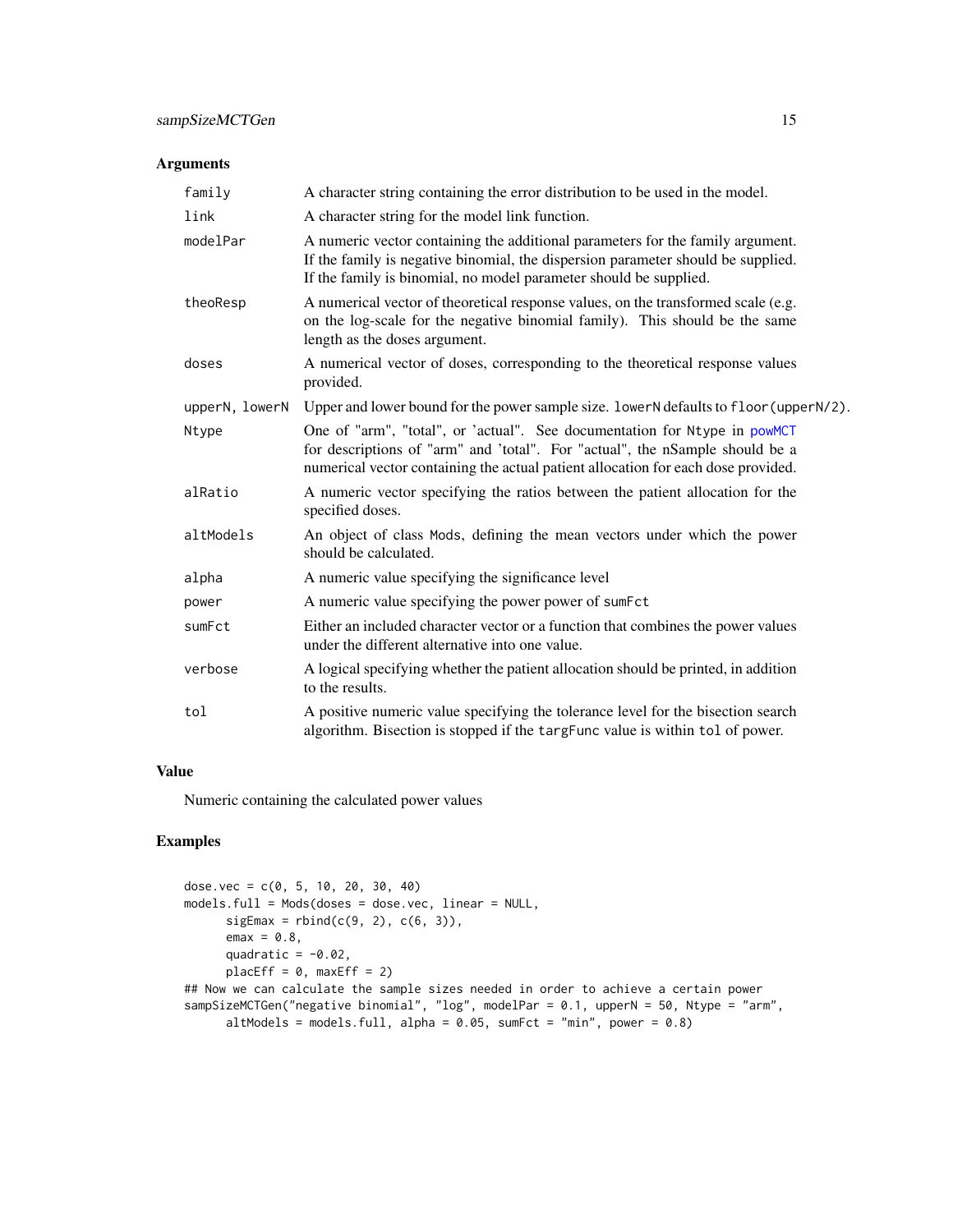## Arguments

| | |
|---|---|
| family | A character string containing the error distribution to be used in the model. |
| link | A character string for the model link function. |
| modelPar | A numeric vector containing the additional parameters for the family argument. If the family is negative binomial, the dispersion parameter should be supplied. If the family is binomial, no model parameter should be supplied. |
| theoResp | A numerical vector of theoretical response values, on the transformed scale (e.g. on the log-scale for the negative binomial family). This should be the same length as the doses argument. |
| doses | A numerical vector of doses, corresponding to the theoretical response values provided. |
| upperN, lowerN | Upper and lower bound for the power sample size. lowerN defaults to floor(upperN/2). |
| Ntype | One of "arm", "total", or 'actual". See documentation for Ntype in powMCT for descriptions of "arm" and 'total". For "actual", the nSample should be a numerical vector containing the actual patient allocation for each dose provided. |
| alRatio | A numeric vector specifying the ratios between the patient allocation for the specified doses. |
| altModels | An object of class Mods, defining the mean vectors under which the power should be calculated. |
| alpha | A numeric value specifying the significance level |
| power | A numeric value specifying the power power of sumFct |
| sumFct | Either an included character vector or a function that combines the power values under the different alternative into one value. |
| verbose | A logical specifying whether the patient allocation should be printed, in addition to the results. |
| tol | A positive numeric value specifying the tolerance level for the bisection search algorithm. Bisection is stopped if the targFunc value is within tol of power. |

## Value

Numeric containing the calculated power values

## Examples

```
dose.vec = c(0, 5, 10, 20, 30, 40)
models.full = Mods(doses = dose.vec, linear = NULL,
      sigEmax = rbind(c(9, 2), c(6, 3)),
      emax = 0.8,
      quadratic = -0.02,
      placEff = 0, maxEff = 2)
## Now we can calculate the sample sizes needed in order to achieve a certain power
sampSizeMCTGen("negative binomial", "log", modelPar = 0.1, upperN = 50, Ntype = "arm",
      altModels = models.full, alpha = 0.05, sumFct = "min", power = 0.8)
```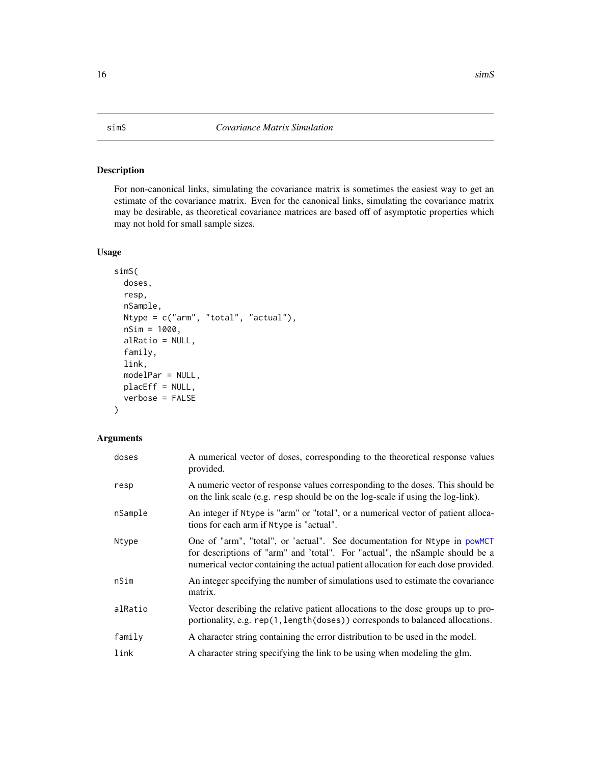## simS — *Covariance Matrix Simulation*

### Description

For non-canonical links, simulating the covariance matrix is sometimes the easiest way to get an estimate of the covariance matrix. Even for the canonical links, simulating the covariance matrix may be desirable, as theoretical covariance matrices are based off of asymptotic properties which may not hold for small sample sizes.

### Usage

```
simS(
  doses,
  resp,
  nSample,
  Ntype = c("arm", "total", "actual"),
  nSim = 1000,
  alRatio = NULL,
  family,
  link,
  modelPar = NULL,
  placEff = NULL,
  verbose = FALSE
)
```

### Arguments

| Argument | Description |
| --- | --- |
| `doses` | A numerical vector of doses, corresponding to the theoretical response values provided. |
| `resp` | A numeric vector of response values corresponding to the doses. This should be on the link scale (e.g. `resp` should be on the log-scale if using the log-link). |
| `nSample` | An integer if `Ntype` is "arm" or "total", or a numerical vector of patient allocations for each arm if `Ntype` is "actual". |
| `Ntype` | One of "arm", "total", or 'actual". See documentation for `Ntype` in `powMCT` for descriptions of "arm" and 'total". For "actual", the nSample should be a numerical vector containing the actual patient allocation for each dose provided. |
| `nSim` | An integer specifying the number of simulations used to estimate the covariance matrix. |
| `alRatio` | Vector describing the relative patient allocations to the dose groups up to proportionality, e.g. `rep(1,length(doses))` corresponds to balanced allocations. |
| `family` | A character string containing the error distribution to be used in the model. |
| `link` | A character string specifying the link to be using when modeling the glm. |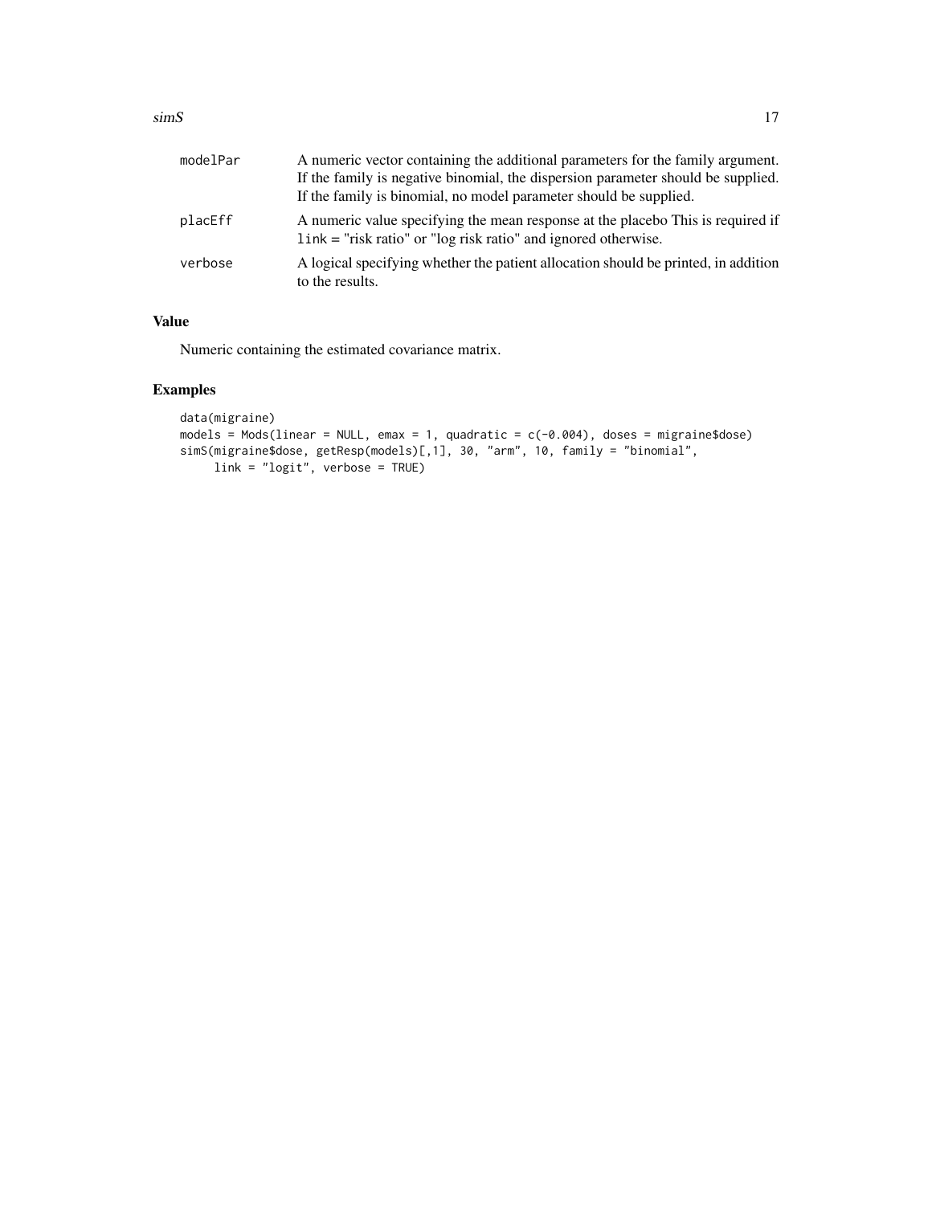| | |
|---|---|
| modelPar | A numeric vector containing the additional parameters for the family argument. If the family is negative binomial, the dispersion parameter should be supplied. If the family is binomial, no model parameter should be supplied. |
| placEff | A numeric value specifying the mean response at the placebo This is required if `link` = "risk ratio" or "log risk ratio" and ignored otherwise. |
| verbose | A logical specifying whether the patient allocation should be printed, in addition to the results. |

## Value

Numeric containing the estimated covariance matrix.

## Examples

```
data(migraine)
models = Mods(linear = NULL, emax = 1, quadratic = c(-0.004), doses = migraine$dose)
simS(migraine$dose, getResp(models)[,1], 30, "arm", 10, family = "binomial",
     link = "logit", verbose = TRUE)
```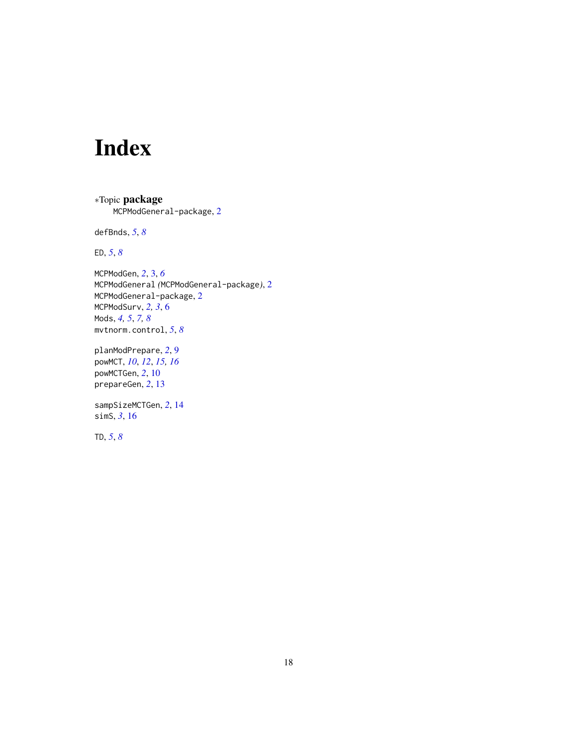// Index

∗Topic **package**
    MCPModGeneral-package, 2

defBnds, *5*, *8*

ED, *5*, *8*

MCPModGen, *2*, 3, *6*
MCPModGeneral *(*MCPModGeneral-package*)*, 2
MCPModGeneral-package, 2
MCPModSurv, *2, 3*, 6
Mods, *4, 5*, *7, 8*
mvtnorm.control, *5*, *8*

planModPrepare, *2*, 9
powMCT, *10*, *12*, *15, 16*
powMCTGen, *2*, 10
prepareGen, *2*, 13

sampSizeMCTGen, *2*, 14
simS, *3*, 16

TD, *5*, *8*